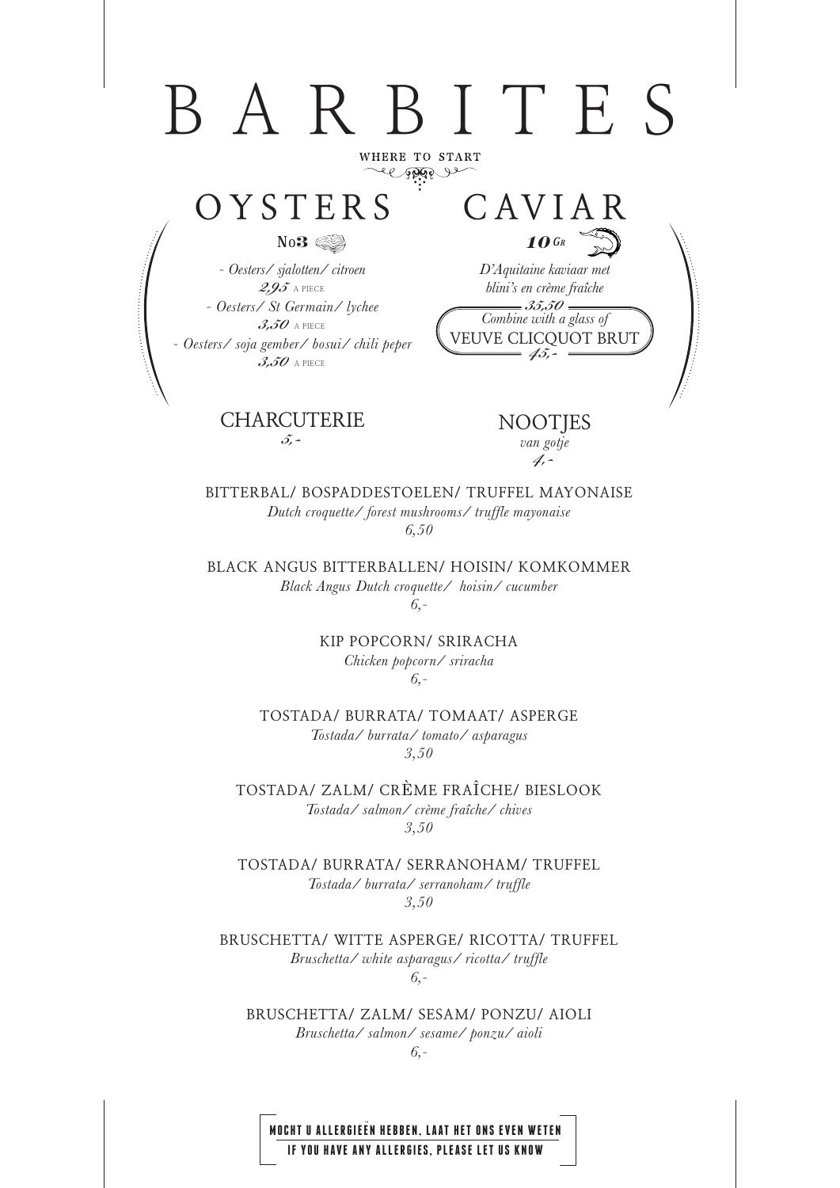# BARBITES

WHERE TO START

## OYSTERS

**No3**

*- Oesters/ sjalotten/ citroen*
**2,95** A PIECE

*- Oesters/ St Germain/ lychee*
**3,50** A PIECE

*- Oesters/ soja gember/ bosui/ chili peper*
**3,50** A PIECE

## CAVIAR

***10 GR***

*D'Aquitaine kaviaar met blini's en crème fraîche*
**35,50**

*Combine with a glass of*
VEUVE CLICQUOT BRUT
**45,-**

## CHARCUTERIE

**5,-**

## NOOTJES

*van gotje*
**4,-**

BITTERBAL/ BOSPADDESTOELEN/ TRUFFEL MAYONAISE
*Dutch croquette/ forest mushrooms/ truffle mayonaise*
*6,50*

BLACK ANGUS BITTERBALLEN/ HOISIN/ KOMKOMMER
*Black Angus Dutch croquette/ hoisin/ cucumber*
*6,-*

KIP POPCORN/ SRIRACHA
*Chicken popcorn/ sriracha*
*6,-*

TOSTADA/ BURRATA/ TOMAAT/ ASPERGE
*Tostada/ burrata/ tomato/ asparagus*
*3,50*

TOSTADA/ ZALM/ CRÈME FRAÎCHE/ BIESLOOK
*Tostada/ salmon/ crème fraîche/ chives*
*3,50*

TOSTADA/ BURRATA/ SERRANOHAM/ TRUFFEL
*Tostada/ burrata/ serranoham/ truffle*
*3,50*

BRUSCHETTA/ WITTE ASPERGE/ RICOTTA/ TRUFFEL
*Bruschetta/ white asparagus/ ricotta/ truffle*
*6,-*

BRUSCHETTA/ ZALM/ SESAM/ PONZU/ AIOLI
*Bruschetta/ salmon/ sesame/ ponzu/ aioli*
*6,-*

**MOCHT U ALLERGIEËN HEBBEN, LAAT HET ONS EVEN WETEN**
**IF YOU HAVE ANY ALLERGIES, PLEASE LET US KNOW**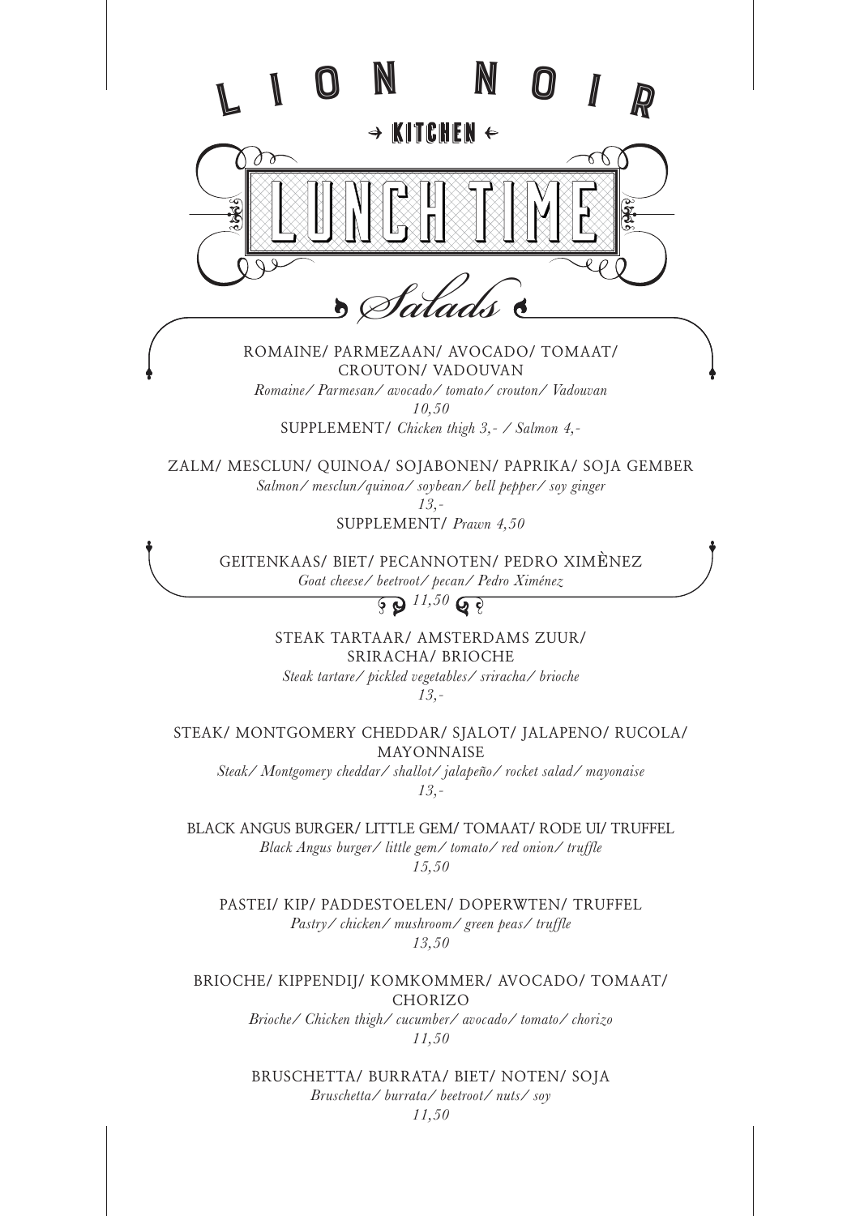# LION NOIR

→ KITCHEN ←

## LUNCH TIME

### Salads

ROMAINE/ PARMEZAAN/ AVOCADO/ TOMAAT/ CROUTON/ VADOUVAN

*Romaine/ Parmesan/ avocado/ tomato/ crouton/ Vadouvan*

*10,50*

SUPPLEMENT/ *Chicken thigh 3,- / Salmon 4,-*

ZALM/ MESCLUN/ QUINOA/ SOJABONEN/ PAPRIKA/ SOJA GEMBER

*Salmon/ mesclun/quinoa/ soybean/ bell pepper/ soy ginger*

*13,-*

SUPPLEMENT/ *Prawn 4,50*

GEITENKAAS/ BIET/ PECANNOTEN/ PEDRO XIMÈNEZ

*Goat cheese/ beetroot/ pecan/ Pedro Ximénez*

*11,50*

STEAK TARTAAR/ AMSTERDAMS ZUUR/ SRIRACHA/ BRIOCHE

*Steak tartare/ pickled vegetables/ sriracha/ brioche*

*13,-*

STEAK/ MONTGOMERY CHEDDAR/ SJALOT/ JALAPENO/ RUCOLA/ MAYONNAISE

*Steak/ Montgomery cheddar/ shallot/ jalapeño/ rocket salad/ mayonaise*

*13,-*

BLACK ANGUS BURGER/ LITTLE GEM/ TOMAAT/ RODE UI/ TRUFFEL

*Black Angus burger/ little gem/ tomato/ red onion/ truffle*

*15,50*

PASTEI/ KIP/ PADDESTOELEN/ DOPERWTEN/ TRUFFEL

*Pastry/ chicken/ mushroom/ green peas/ truffle*

*13,50*

BRIOCHE/ KIPPENDIJ/ KOMKOMMER/ AVOCADO/ TOMAAT/ CHORIZO

*Brioche/ Chicken thigh/ cucumber/ avocado/ tomato/ chorizo*

*11,50*

BRUSCHETTA/ BURRATA/ BIET/ NOTEN/ SOJA

*Bruschetta/ burrata/ beetroot/ nuts/ soy*

*11,50*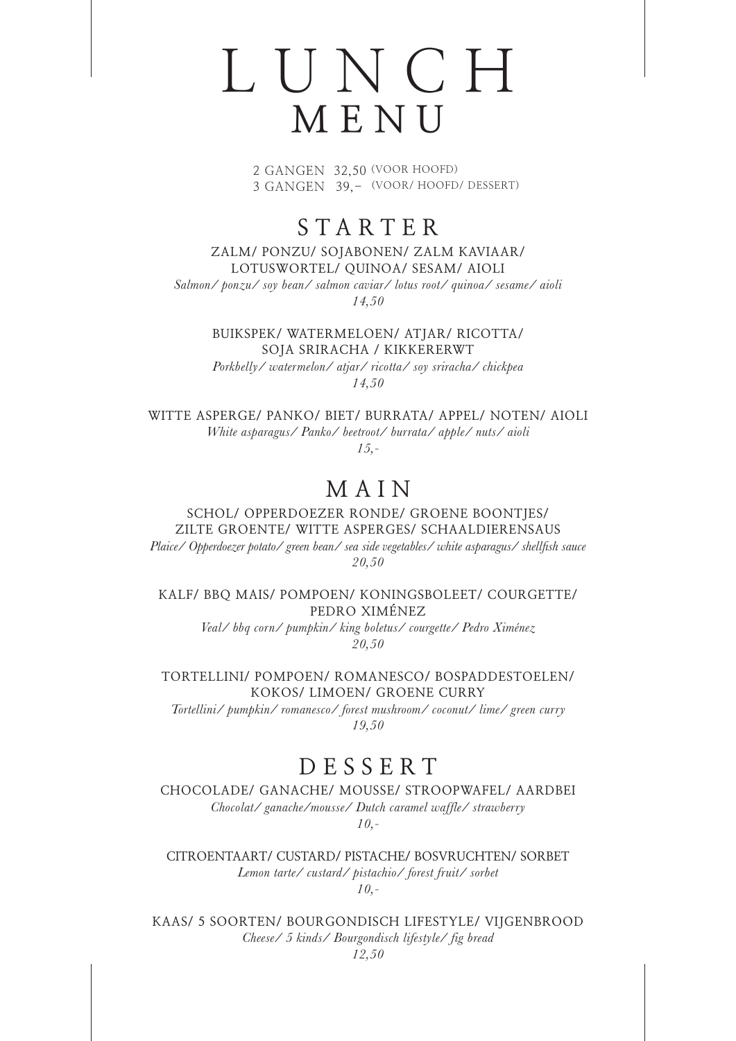# LUNCH MENU

2 GANGEN 32,50 (VOOR HOOFD)
3 GANGEN 39,– (VOOR/ HOOFD/ DESSERT)

## STARTER

ZALM/ PONZU/ SOJABONEN/ ZALM KAVIAAR/ LOTUSWORTEL/ QUINOA/ SESAM/ AIOLI
*Salmon/ ponzu/ soy bean/ salmon caviar/ lotus root/ quinoa/ sesame/ aioli*
*14,50*

BUIKSPEK/ WATERMELOEN/ ATJAR/ RICOTTA/ SOJA SRIRACHA / KIKKERERWT
*Porkbelly/ watermelon/ atjar/ ricotta/ soy sriracha/ chickpea*
*14,50*

WITTE ASPERGE/ PANKO/ BIET/ BURRATA/ APPEL/ NOTEN/ AIOLI
*White asparagus/ Panko/ beetroot/ burrata/ apple/ nuts/ aioli*
*15,-*

## MAIN

SCHOL/ OPPERDOEZER RONDE/ GROENE BOONTJES/ ZILTE GROENTE/ WITTE ASPERGES/ SCHAALDIERENSAUS
*Plaice/ Opperdoezer potato/ green bean/ sea side vegetables/ white asparagus/ shellfish sauce*
*20,50*

KALF/ BBQ MAIS/ POMPOEN/ KONINGSBOLEET/ COURGETTE/ PEDRO XIMÉNEZ
*Veal/ bbq corn/ pumpkin/ king boletus/ courgette/ Pedro Ximénez*
*20,50*

TORTELLINI/ POMPOEN/ ROMANESCO/ BOSPADDESTOELEN/ KOKOS/ LIMOEN/ GROENE CURRY
*Tortellini/ pumpkin/ romanesco/ forest mushroom/ coconut/ lime/ green curry*
*19,50*

## DESSERT

CHOCOLADE/ GANACHE/ MOUSSE/ STROOPWAFEL/ AARDBEI
*Chocolat/ ganache/mousse/ Dutch caramel waffle/ strawberry*
*10,-*

CITROENTAART/ CUSTARD/ PISTACHE/ BOSVRUCHTEN/ SORBET
*Lemon tarte/ custard/ pistachio/ forest fruit/ sorbet*
*10,-*

KAAS/ 5 SOORTEN/ BOURGONDISCH LIFESTYLE/ VIJGENBROOD
*Cheese/ 5 kinds/ Bourgondisch lifestyle/ fig bread*
*12,50*